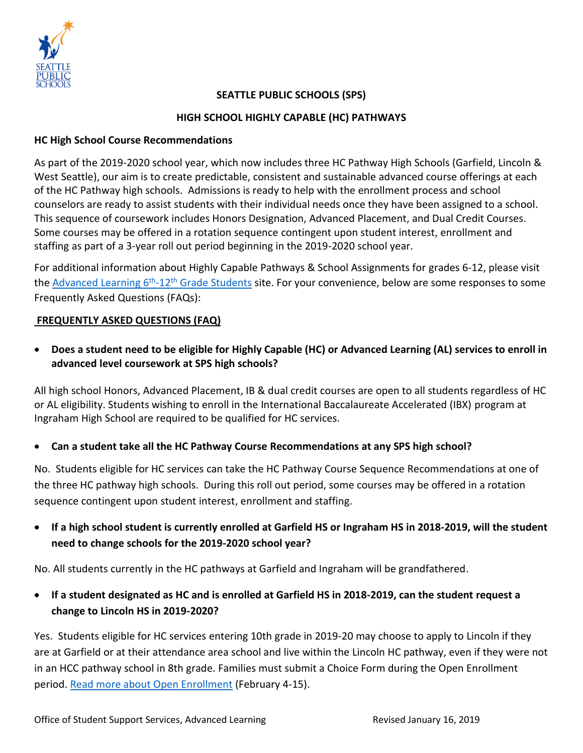# SEATTLE PUBLIC SCHOOLS (SPS)

## HIGH SCHOOL HIGHLY CAPABLE (HC) PATHWAYS

### HC High School Course Recommendations

As part of the 2019-2020 school year, which now includes three HC Pathway High Schools (Garfield, Lincoln & West Seattle), our aim is to create predictable, consistent and sustainable advanced course offerings at each of the HC Pathway high schools. Admissions is ready to help with the enrollment process and school counselors are ready to assist students with their individual needs once they have been assigned to a school. This sequence of coursework includes Honors Designation, Advanced Placement, and Dual Credit Courses. Some courses may be offered in a rotation sequence contingent upon student interest, enrollment and staffing as part of a 3-year roll out period beginning in the 2019-2020 school year.

For additional information about Highly Capable Pathways & School Assignments for grades 6-12, please visit the [Advanced Learning 6th-12th Grade Students]() site. For your convenience, below are some responses to some Frequently Asked Questions (FAQs):

### FREQUENTLY ASKED QUESTIONS (FAQ)

- **Does a student need to be eligible for Highly Capable (HC) or Advanced Learning (AL) services to enroll in advanced level coursework at SPS high schools?**

All high school Honors, Advanced Placement, IB & dual credit courses are open to all students regardless of HC or AL eligibility. Students wishing to enroll in the International Baccalaureate Accelerated (IBX) program at Ingraham High School are required to be qualified for HC services.

- **Can a student take all the HC Pathway Course Recommendations at any SPS high school?**

No. Students eligible for HC services can take the HC Pathway Course Sequence Recommendations at one of the three HC pathway high schools. During this roll out period, some courses may be offered in a rotation sequence contingent upon student interest, enrollment and staffing.

- **If a high school student is currently enrolled at Garfield HS or Ingraham HS in 2018-2019, will the student need to change schools for the 2019-2020 school year?**

No. All students currently in the HC pathways at Garfield and Ingraham will be grandfathered.

- **If a student designated as HC and is enrolled at Garfield HS in 2018-2019, can the student request a change to Lincoln HS in 2019-2020?**

Yes. Students eligible for HC services entering 10th grade in 2019-20 may choose to apply to Lincoln if they are at Garfield or at their attendance area school and live within the Lincoln HC pathway, even if they were not in an HCC pathway school in 8th grade. Families must submit a Choice Form during the Open Enrollment period. [Read more about Open Enrollment]() (February 4-15).

Office of Student Support Services, Advanced Learning — Revised January 16, 2019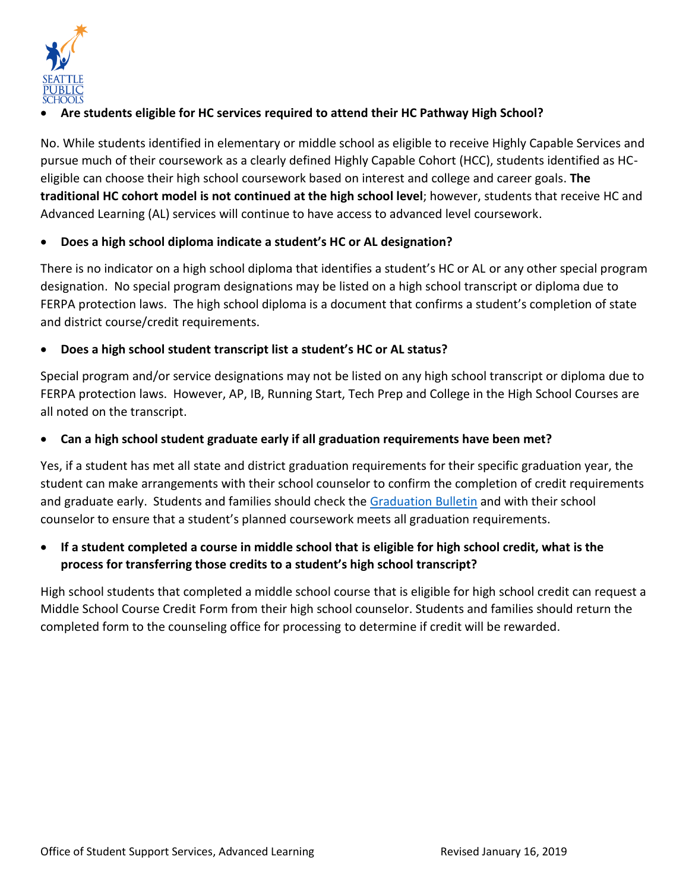- **Are students eligible for HC services required to attend their HC Pathway High School?**

No. While students identified in elementary or middle school as eligible to receive Highly Capable Services and pursue much of their coursework as a clearly defined Highly Capable Cohort (HCC), students identified as HC-eligible can choose their high school coursework based on interest and college and career goals. **The traditional HC cohort model is not continued at the high school level**; however, students that receive HC and Advanced Learning (AL) services will continue to have access to advanced level coursework.

- **Does a high school diploma indicate a student's HC or AL designation?**

There is no indicator on a high school diploma that identifies a student's HC or AL or any other special program designation. No special program designations may be listed on a high school transcript or diploma due to FERPA protection laws. The high school diploma is a document that confirms a student's completion of state and district course/credit requirements.

- **Does a high school student transcript list a student's HC or AL status?**

Special program and/or service designations may not be listed on any high school transcript or diploma due to FERPA protection laws. However, AP, IB, Running Start, Tech Prep and College in the High School Courses are all noted on the transcript.

- **Can a high school student graduate early if all graduation requirements have been met?**

Yes, if a student has met all state and district graduation requirements for their specific graduation year, the student can make arrangements with their school counselor to confirm the completion of credit requirements and graduate early. Students and families should check the Graduation Bulletin and with their school counselor to ensure that a student's planned coursework meets all graduation requirements.

- **If a student completed a course in middle school that is eligible for high school credit, what is the process for transferring those credits to a student's high school transcript?**

High school students that completed a middle school course that is eligible for high school credit can request a Middle School Course Credit Form from their high school counselor. Students and families should return the completed form to the counseling office for processing to determine if credit will be rewarded.

Office of Student Support Services, Advanced Learning Revised January 16, 2019